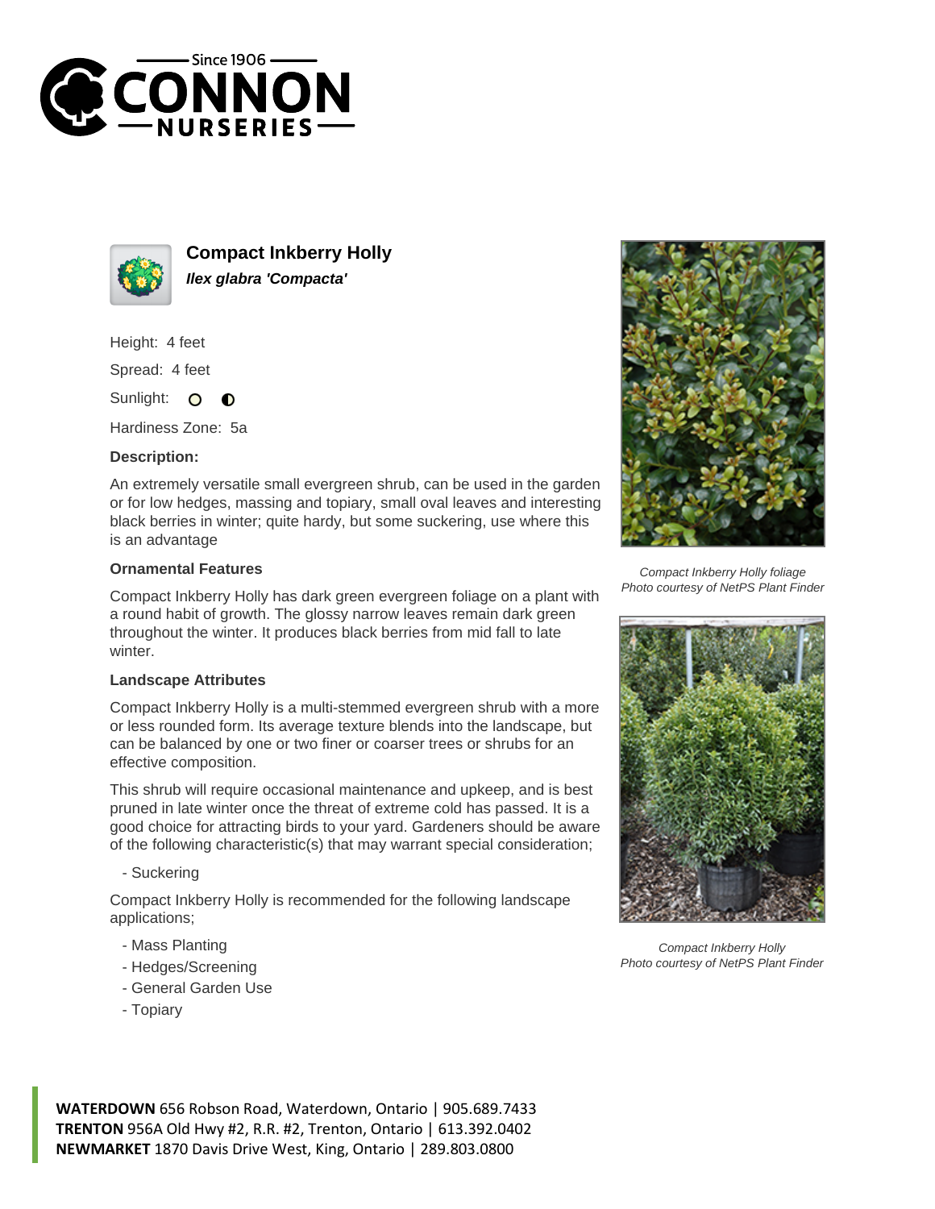# Compact Inkberry Holly

***Ilex glabra 'Compacta'***

Height: 4 feet

Spread: 4 feet

Sunlight:

Hardiness Zone: 5a

**Description:**

An extremely versatile small evergreen shrub, can be used in the garden or for low hedges, massing and topiary, small oval leaves and interesting black berries in winter; quite hardy, but some suckering, use where this is an advantage

### Ornamental Features

Compact Inkberry Holly has dark green evergreen foliage on a plant with a round habit of growth. The glossy narrow leaves remain dark green throughout the winter. It produces black berries from mid fall to late winter.

### Landscape Attributes

Compact Inkberry Holly is a multi-stemmed evergreen shrub with a more or less rounded form. Its average texture blends into the landscape, but can be balanced by one or two finer or coarser trees or shrubs for an effective composition.

This shrub will require occasional maintenance and upkeep, and is best pruned in late winter once the threat of extreme cold has passed. It is a good choice for attracting birds to your yard. Gardeners should be aware of the following characteristic(s) that may warrant special consideration;

- Suckering

Compact Inkberry Holly is recommended for the following landscape applications;

- Mass Planting
- Hedges/Screening
- General Garden Use
- Topiary

*Compact Inkberry Holly foliage*
*Photo courtesy of NetPS Plant Finder*

*Compact Inkberry Holly*
*Photo courtesy of NetPS Plant Finder*

**WATERDOWN** 656 Robson Road, Waterdown, Ontario | 905.689.7433
**TRENTON** 956A Old Hwy #2, R.R. #2, Trenton, Ontario | 613.392.0402
**NEWMARKET** 1870 Davis Drive West, King, Ontario | 289.803.0800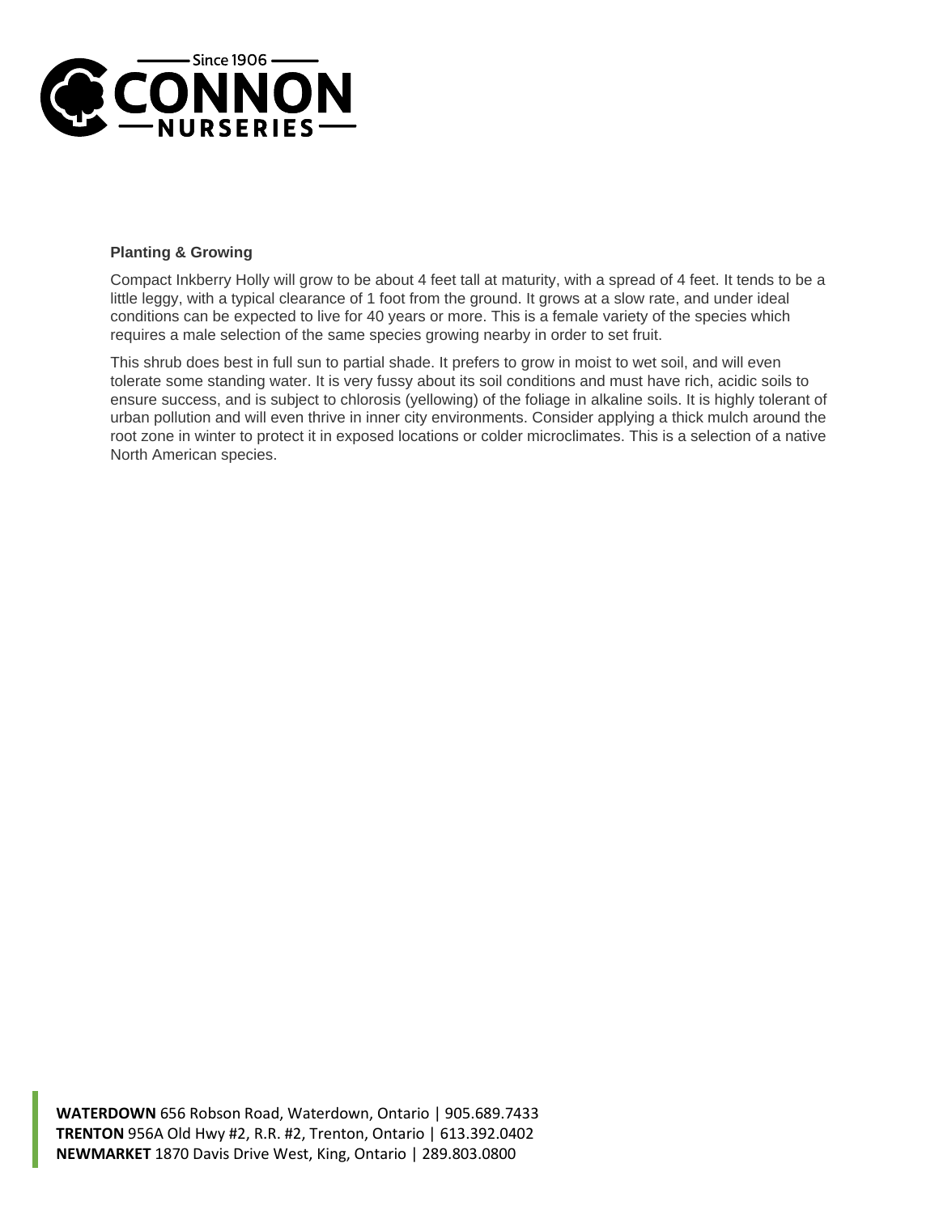#### Planting & Growing

Compact Inkberry Holly will grow to be about 4 feet tall at maturity, with a spread of 4 feet. It tends to be a little leggy, with a typical clearance of 1 foot from the ground. It grows at a slow rate, and under ideal conditions can be expected to live for 40 years or more. This is a female variety of the species which requires a male selection of the same species growing nearby in order to set fruit.

This shrub does best in full sun to partial shade. It prefers to grow in moist to wet soil, and will even tolerate some standing water. It is very fussy about its soil conditions and must have rich, acidic soils to ensure success, and is subject to chlorosis (yellowing) of the foliage in alkaline soils. It is highly tolerant of urban pollution and will even thrive in inner city environments. Consider applying a thick mulch around the root zone in winter to protect it in exposed locations or colder microclimates. This is a selection of a native North American species.